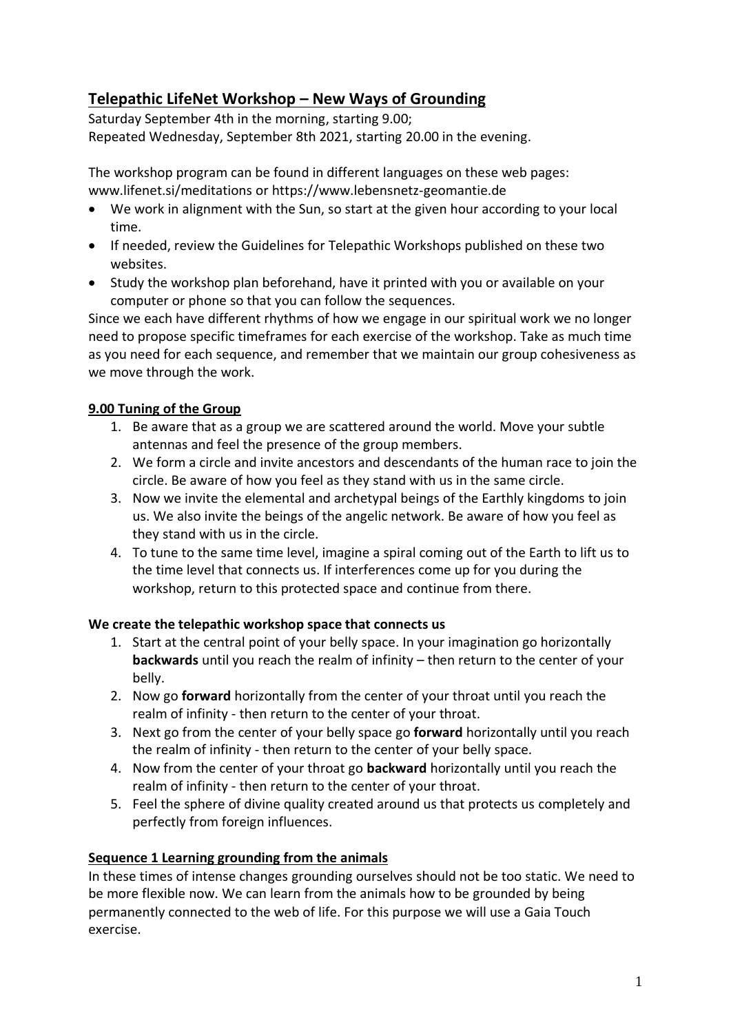# Telepathic LifeNet Workshop – New Ways of Grounding

Saturday September 4th in the morning, starting 9.00;
Repeated Wednesday, September 8th 2021, starting 20.00 in the evening.

The workshop program can be found in different languages on these web pages: www.lifenet.si/meditations or https://www.lebensnetz-geomantie.de

- We work in alignment with the Sun, so start at the given hour according to your local time.
- If needed, review the Guidelines for Telepathic Workshops published on these two websites.
- Study the workshop plan beforehand, have it printed with you or available on your computer or phone so that you can follow the sequences.

Since we each have different rhythms of how we engage in our spiritual work we no longer need to propose specific timeframes for each exercise of the workshop. Take as much time as you need for each sequence, and remember that we maintain our group cohesiveness as we move through the work.

## 9.00 Tuning of the Group

1. Be aware that as a group we are scattered around the world. Move your subtle antennas and feel the presence of the group members.
2. We form a circle and invite ancestors and descendants of the human race to join the circle. Be aware of how you feel as they stand with us in the same circle.
3. Now we invite the elemental and archetypal beings of the Earthly kingdoms to join us. We also invite the beings of the angelic network. Be aware of how you feel as they stand with us in the circle.
4. To tune to the same time level, imagine a spiral coming out of the Earth to lift us to the time level that connects us. If interferences come up for you during the workshop, return to this protected space and continue from there.

### We create the telepathic workshop space that connects us

1. Start at the central point of your belly space. In your imagination go horizontally **backwards** until you reach the realm of infinity – then return to the center of your belly.
2. Now go **forward** horizontally from the center of your throat until you reach the realm of infinity - then return to the center of your throat.
3. Next go from the center of your belly space go **forward** horizontally until you reach the realm of infinity - then return to the center of your belly space.
4. Now from the center of your throat go **backward** horizontally until you reach the realm of infinity - then return to the center of your throat.
5. Feel the sphere of divine quality created around us that protects us completely and perfectly from foreign influences.

## Sequence 1 Learning grounding from the animals

In these times of intense changes grounding ourselves should not be too static. We need to be more flexible now. We can learn from the animals how to be grounded by being permanently connected to the web of life. For this purpose we will use a Gaia Touch exercise.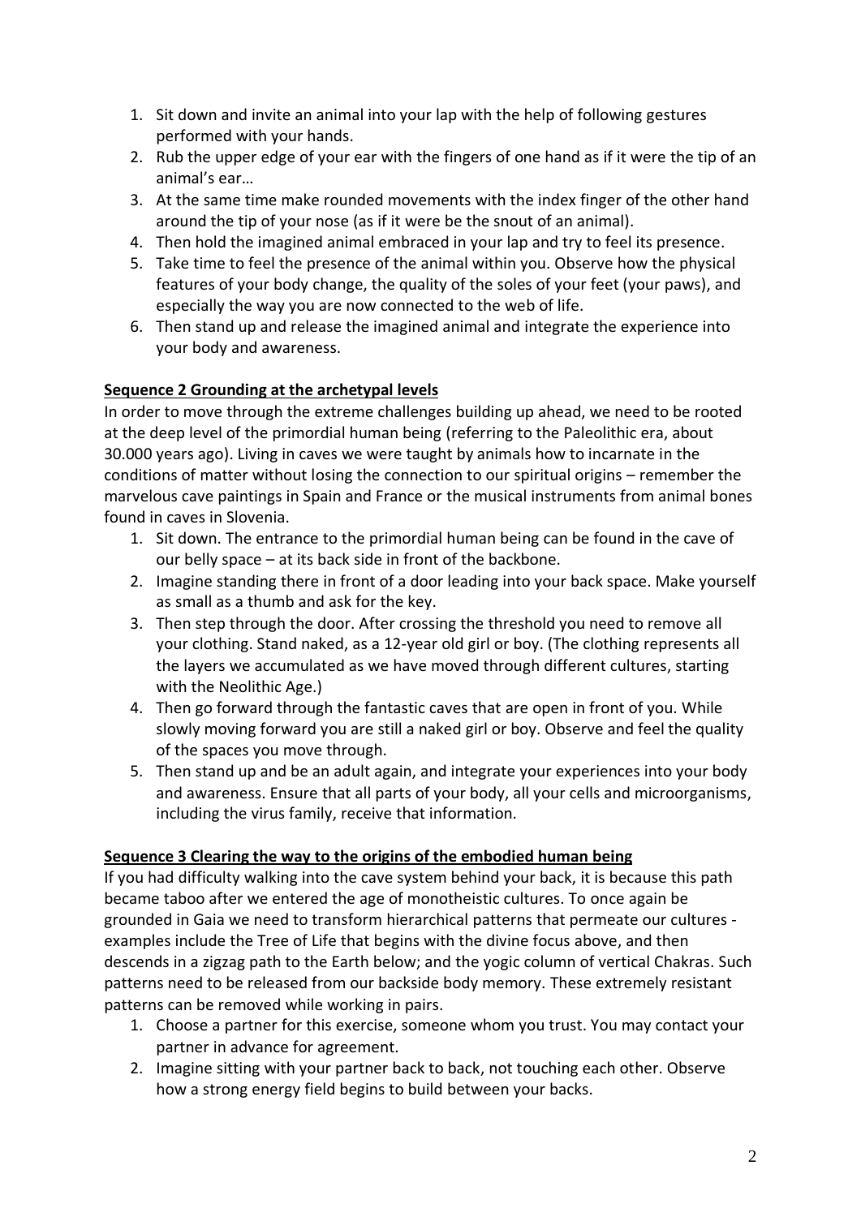1. Sit down and invite an animal into your lap with the help of following gestures performed with your hands.
2. Rub the upper edge of your ear with the fingers of one hand as if it were the tip of an animal's ear…
3. At the same time make rounded movements with the index finger of the other hand around the tip of your nose (as if it were be the snout of an animal).
4. Then hold the imagined animal embraced in your lap and try to feel its presence.
5. Take time to feel the presence of the animal within you. Observe how the physical features of your body change, the quality of the soles of your feet (your paws), and especially the way you are now connected to the web of life.
6. Then stand up and release the imagined animal and integrate the experience into your body and awareness.

**Sequence 2 Grounding at the archetypal levels**

In order to move through the extreme challenges building up ahead, we need to be rooted at the deep level of the primordial human being (referring to the Paleolithic era, about 30.000 years ago). Living in caves we were taught by animals how to incarnate in the conditions of matter without losing the connection to our spiritual origins – remember the marvelous cave paintings in Spain and France or the musical instruments from animal bones found in caves in Slovenia.

1. Sit down. The entrance to the primordial human being can be found in the cave of our belly space – at its back side in front of the backbone.
2. Imagine standing there in front of a door leading into your back space. Make yourself as small as a thumb and ask for the key.
3. Then step through the door. After crossing the threshold you need to remove all your clothing. Stand naked, as a 12-year old girl or boy. (The clothing represents all the layers we accumulated as we have moved through different cultures, starting with the Neolithic Age.)
4. Then go forward through the fantastic caves that are open in front of you. While slowly moving forward you are still a naked girl or boy. Observe and feel the quality of the spaces you move through.
5. Then stand up and be an adult again, and integrate your experiences into your body and awareness. Ensure that all parts of your body, all your cells and microorganisms, including the virus family, receive that information.

**Sequence 3 Clearing the way to the origins of the embodied human being**

If you had difficulty walking into the cave system behind your back, it is because this path became taboo after we entered the age of monotheistic cultures. To once again be grounded in Gaia we need to transform hierarchical patterns that permeate our cultures - examples include the Tree of Life that begins with the divine focus above, and then descends in a zigzag path to the Earth below; and the yogic column of vertical Chakras. Such patterns need to be released from our backside body memory. These extremely resistant patterns can be removed while working in pairs.

1. Choose a partner for this exercise, someone whom you trust. You may contact your partner in advance for agreement.
2. Imagine sitting with your partner back to back, not touching each other. Observe how a strong energy field begins to build between your backs.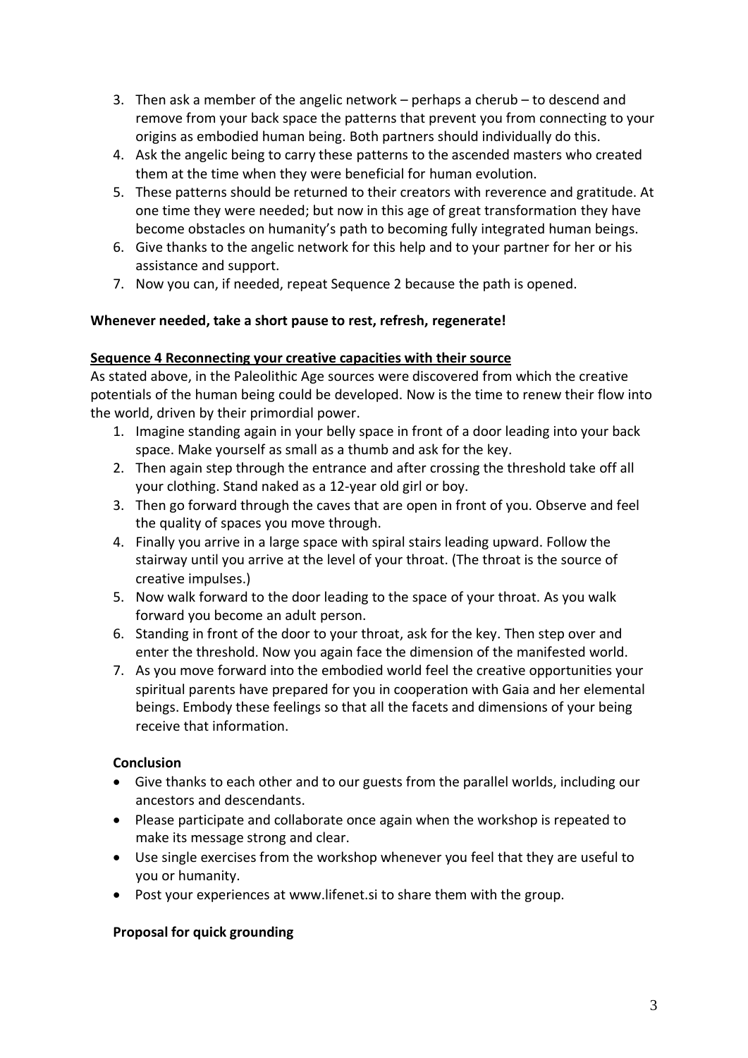3. Then ask a member of the angelic network – perhaps a cherub – to descend and remove from your back space the patterns that prevent you from connecting to your origins as embodied human being. Both partners should individually do this.
4. Ask the angelic being to carry these patterns to the ascended masters who created them at the time when they were beneficial for human evolution.
5. These patterns should be returned to their creators with reverence and gratitude. At one time they were needed; but now in this age of great transformation they have become obstacles on humanity's path to becoming fully integrated human beings.
6. Give thanks to the angelic network for this help and to your partner for her or his assistance and support.
7. Now you can, if needed, repeat Sequence 2 because the path is opened.

**Whenever needed, take a short pause to rest, refresh, regenerate!**

**Sequence 4 Reconnecting your creative capacities with their source**

As stated above, in the Paleolithic Age sources were discovered from which the creative potentials of the human being could be developed. Now is the time to renew their flow into the world, driven by their primordial power.

1. Imagine standing again in your belly space in front of a door leading into your back space. Make yourself as small as a thumb and ask for the key.
2. Then again step through the entrance and after crossing the threshold take off all your clothing. Stand naked as a 12-year old girl or boy.
3. Then go forward through the caves that are open in front of you. Observe and feel the quality of spaces you move through.
4. Finally you arrive in a large space with spiral stairs leading upward. Follow the stairway until you arrive at the level of your throat. (The throat is the source of creative impulses.)
5. Now walk forward to the door leading to the space of your throat. As you walk forward you become an adult person.
6. Standing in front of the door to your throat, ask for the key. Then step over and enter the threshold. Now you again face the dimension of the manifested world.
7. As you move forward into the embodied world feel the creative opportunities your spiritual parents have prepared for you in cooperation with Gaia and her elemental beings. Embody these feelings so that all the facets and dimensions of your being receive that information.

**Conclusion**

- Give thanks to each other and to our guests from the parallel worlds, including our ancestors and descendants.
- Please participate and collaborate once again when the workshop is repeated to make its message strong and clear.
- Use single exercises from the workshop whenever you feel that they are useful to you or humanity.
- Post your experiences at www.lifenet.si to share them with the group.

**Proposal for quick grounding**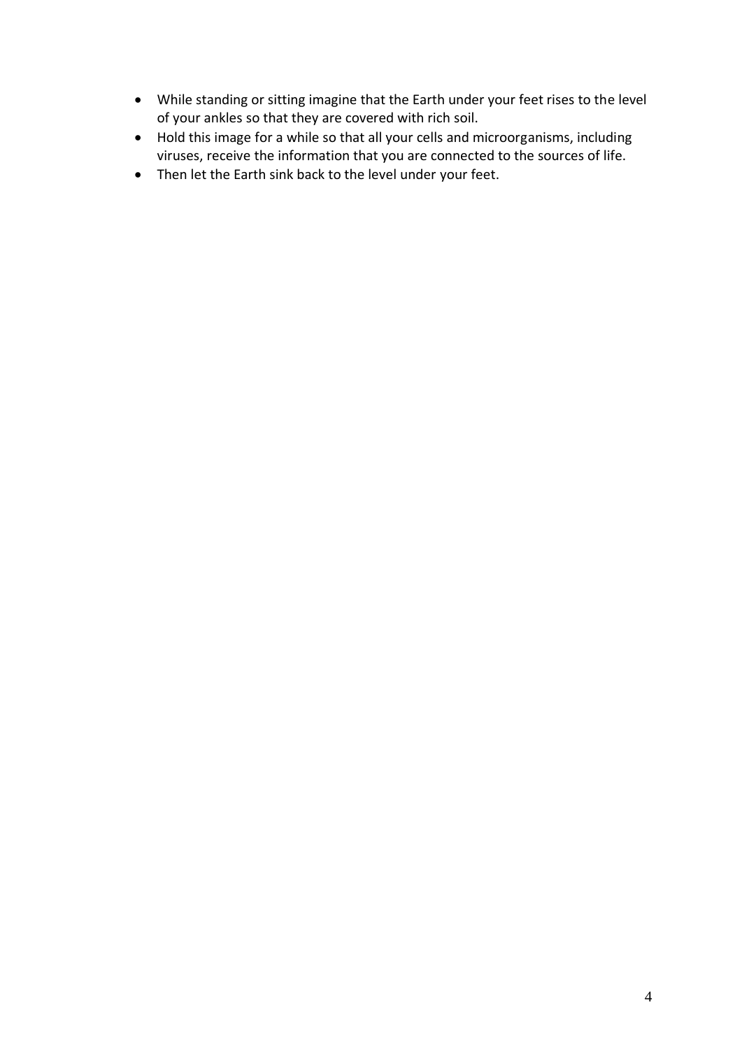- While standing or sitting imagine that the Earth under your feet rises to the level of your ankles so that they are covered with rich soil.
- Hold this image for a while so that all your cells and microorganisms, including viruses, receive the information that you are connected to the sources of life.
- Then let the Earth sink back to the level under your feet.